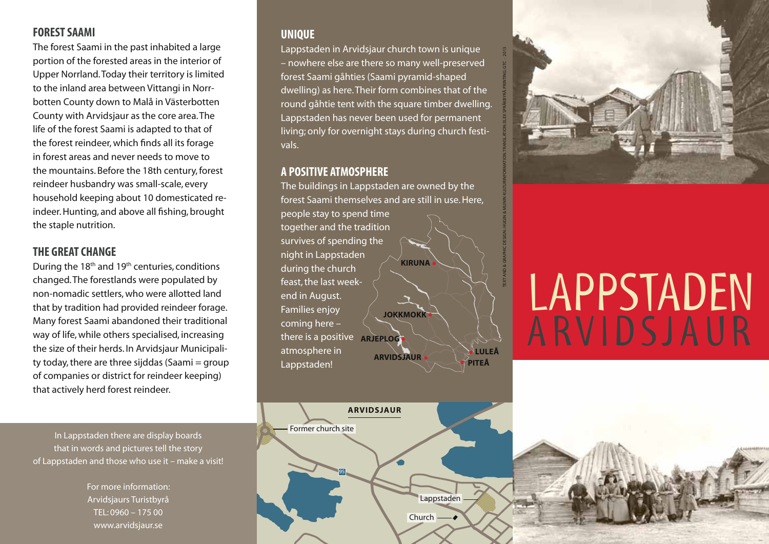## FOREST SAAMI

The forest Saami in the past inhabited a large portion of the forested areas in the interior of Upper Norrland. Today their territory is limited to the inland area between Vittangi in Norrbotten County down to Malå in Västerbotten County with Arvidsjaur as the core area. The life of the forest Saami is adapted to that of the forest reindeer, which finds all its forage in forest areas and never needs to move to the mountains. Before the 18th century, forest reindeer husbandry was small-scale, every household keeping about 10 domesticated reindeer. Hunting, and above all fishing, brought the staple nutrition.

## THE GREAT CHANGE

During the 18th and 19th centuries, conditions changed. The forestlands were populated by non-nomadic settlers, who were allotted land that by tradition had provided reindeer forage. Many forest Saami abandoned their traditional way of life, while others specialised, increasing the size of their herds. In Arvidsjaur Municipality today, there are three sijddas (Saami = group of companies or district for reindeer keeping) that actively herd forest reindeer.

In Lappstaden there are display boards that in words and pictures tell the story of Lappstaden and those who use it – make a visit!

For more information:
Arvidsjaurs Turistbyrå
TEL: 0960 – 175 00
www.arvidsjaur.se

## UNIQUE

Lappstaden in Arvidsjaur church town is unique – nowhere else are there so many well-preserved forest Saami gåhties (Saami pyramid-shaped dwelling) as here. Their form combines that of the round gåhtie tent with the square timber dwelling. Lappstaden has never been used for permanent living; only for overnight stays during church festivals.

## A POSITIVE ATMOSPHERE

The buildings in Lappstaden are owned by the forest Saami themselves and are still in use. Here, people stay to spend time together and the tradition survives of spending the night in Lappstaden during the church feast, the last weekend in August. Families enjoy coming here – there is a positive atmosphere in Lappstaden!

KIRUNA · JOKKMOKK · ARJEPLOG · ARVIDSJAUR · LULEÅ · PITEÅ

**ARVIDSJAUR**

Former church site · 95 · Lappstaden · Church

TEXT AND & GRAPHIC DESIGN: HUGIN & MUNIN KULTURINFORMATION. TRANSLATION: ELEX SPRÅKBYRÅ. PRINTING: GTC · 2013

# LAPPSTADEN ARVIDSJAUR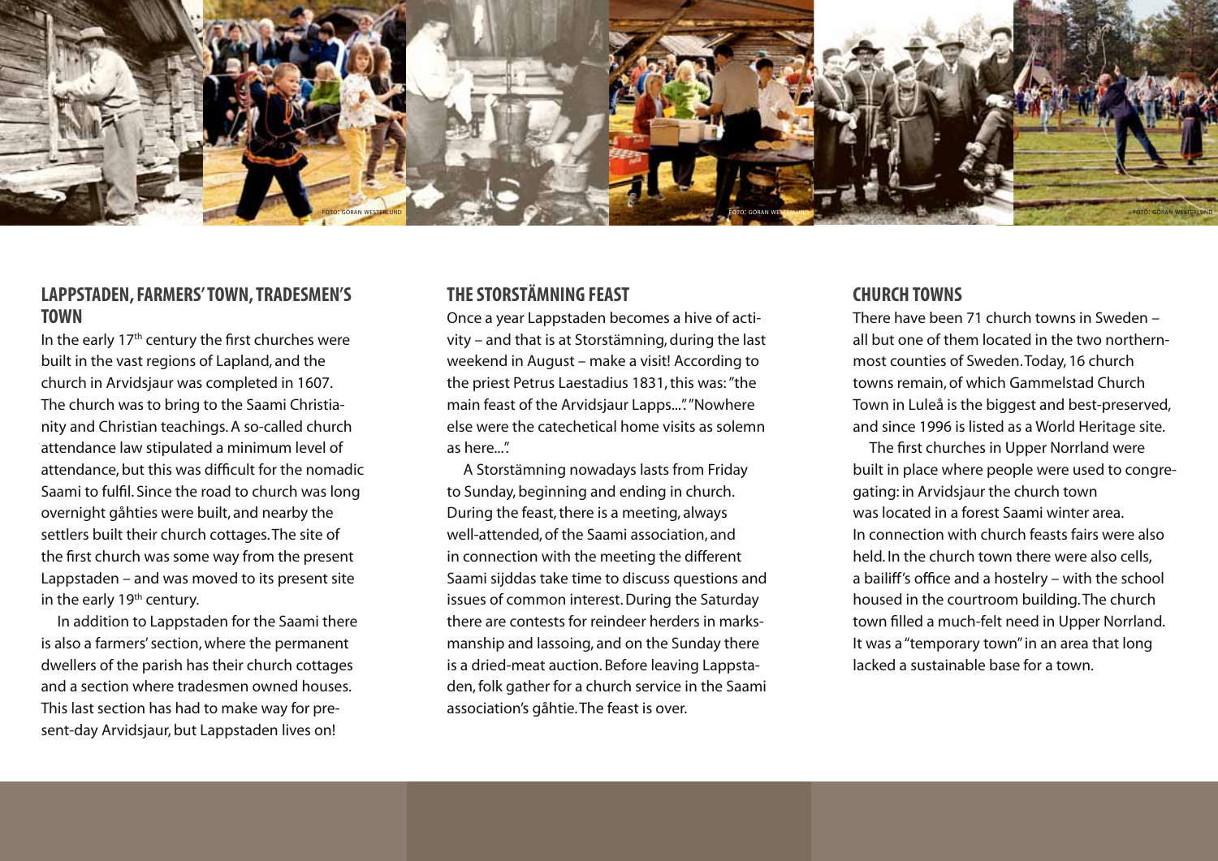## LAPPSTADEN, FARMERS' TOWN, TRADESMEN'S TOWN

In the early 17th century the first churches were built in the vast regions of Lapland, and the church in Arvidsjaur was completed in 1607. The church was to bring to the Saami Christianity and Christian teachings. A so-called church attendance law stipulated a minimum level of attendance, but this was difficult for the nomadic Saami to fulfil. Since the road to church was long overnight gåhties were built, and nearby the settlers built their church cottages. The site of the first church was some way from the present Lappstaden – and was moved to its present site in the early 19th century.

In addition to Lappstaden for the Saami there is also a farmers' section, where the permanent dwellers of the parish has their church cottages and a section where tradesmen owned houses. This last section has had to make way for present-day Arvidsjaur, but Lappstaden lives on!

## THE STORSTÄMNING FEAST

Once a year Lappstaden becomes a hive of activity – and that is at Storstämning, during the last weekend in August – make a visit! According to the priest Petrus Laestadius 1831, this was: "the main feast of the Arvidsjaur Lapps..." "Nowhere else were the catechetical home visits as solemn as here...".

A Storstämning nowadays lasts from Friday to Sunday, beginning and ending in church. During the feast, there is a meeting, always well-attended, of the Saami association, and in connection with the meeting the different Saami sijddas take time to discuss questions and issues of common interest. During the Saturday there are contests for reindeer herders in marksmanship and lassoing, and on the Sunday there is a dried-meat auction. Before leaving Lappstaden, folk gather for a church service in the Saami association's gåhtie. The feast is over.

## CHURCH TOWNS

There have been 71 church towns in Sweden – all but one of them located in the two northernmost counties of Sweden. Today, 16 church towns remain, of which Gammelstad Church Town in Luleå is the biggest and best-preserved, and since 1996 is listed as a World Heritage site.

The first churches in Upper Norrland were built in place where people were used to congregating: in Arvidsjaur the church town was located in a forest Saami winter area. In connection with church feasts fairs were also held. In the church town there were also cells, a bailiff's office and a hostelry – with the school housed in the courtroom building. The church town filled a much-felt need in Upper Norrland. It was a "temporary town" in an area that long lacked a sustainable base for a town.